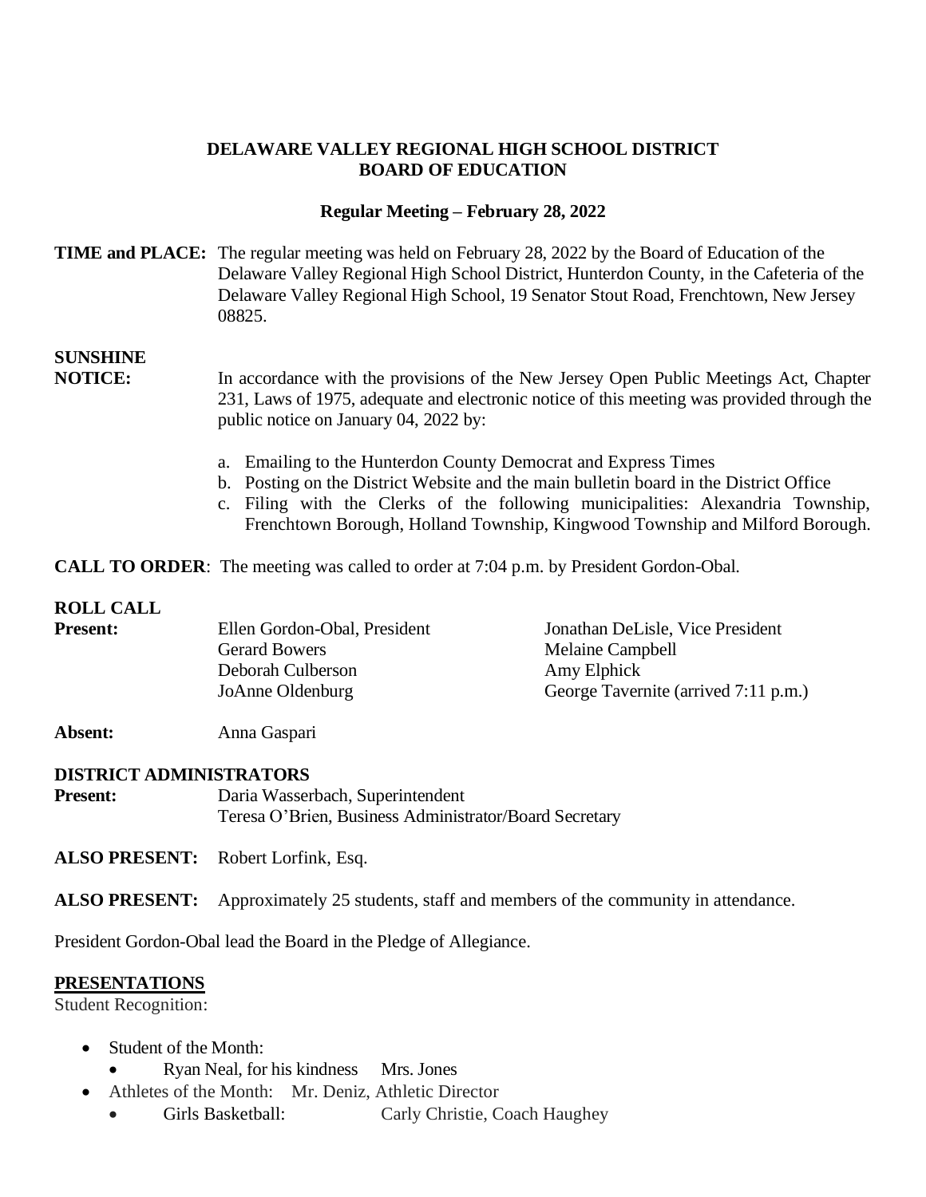# DELAWARE VALLEY REGIONAL HIGH SCHOOL DISTRICT
# BOARD OF EDUCATION

## Regular Meeting – February 28, 2022

**TIME and PLACE:** The regular meeting was held on February 28, 2022 by the Board of Education of the Delaware Valley Regional High School District, Hunterdon County, in the Cafeteria of the Delaware Valley Regional High School, 19 Senator Stout Road, Frenchtown, New Jersey 08825.

**SUNSHINE NOTICE:** In accordance with the provisions of the New Jersey Open Public Meetings Act, Chapter 231, Laws of 1975, adequate and electronic notice of this meeting was provided through the public notice on January 04, 2022 by:

a. Emailing to the Hunterdon County Democrat and Express Times
b. Posting on the District Website and the main bulletin board in the District Office
c. Filing with the Clerks of the following municipalities: Alexandria Township, Frenchtown Borough, Holland Township, Kingwood Township and Milford Borough.

**CALL TO ORDER**: The meeting was called to order at 7:04 p.m. by President Gordon-Obal.

**ROLL CALL**

**Present:**

| | |
|---|---|
| Ellen Gordon-Obal, President | Jonathan DeLisle, Vice President |
| Gerard Bowers | Melaine Campbell |
| Deborah Culberson | Amy Elphick |
| JoAnne Oldenburg | George Tavernite (arrived 7:11 p.m.) |

**Absent:** Anna Gaspari

**DISTRICT ADMINISTRATORS**

**Present:** Daria Wasserbach, Superintendent
Teresa O'Brien, Business Administrator/Board Secretary

**ALSO PRESENT:** Robert Lorfink, Esq.

**ALSO PRESENT:** Approximately 25 students, staff and members of the community in attendance.

President Gordon-Obal lead the Board in the Pledge of Allegiance.

**PRESENTATIONS**

Student Recognition:

- Student of the Month:
  - Ryan Neal, for his kindness Mrs. Jones
- Athletes of the Month: Mr. Deniz, Athletic Director
  - Girls Basketball: Carly Christie, Coach Haughey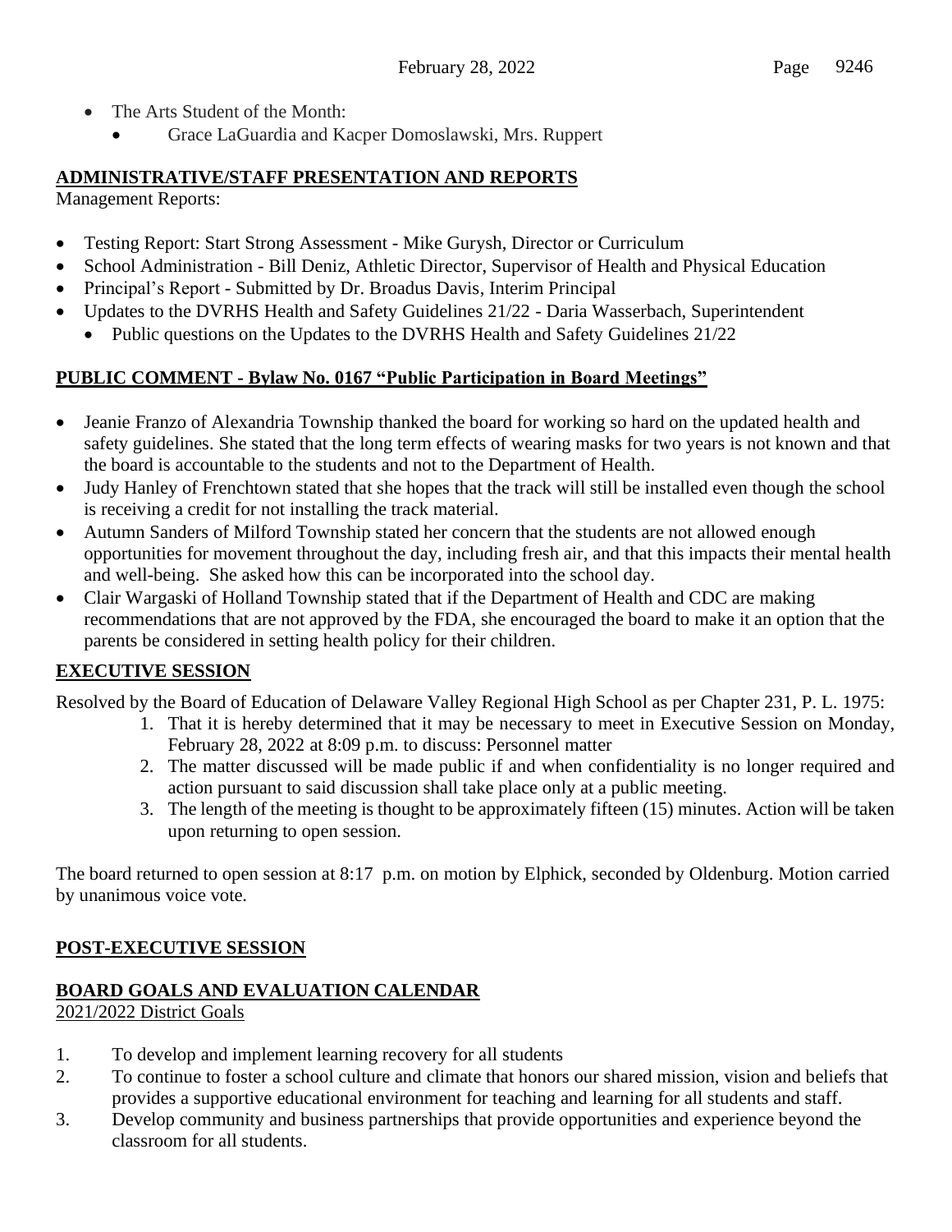- The Arts Student of the Month:
  - Grace LaGuardia and Kacper Domoslawski, Mrs. Ruppert

## ADMINISTRATIVE/STAFF PRESENTATION AND REPORTS

Management Reports:

- Testing Report: Start Strong Assessment - Mike Gurysh, Director or Curriculum
- School Administration - Bill Deniz, Athletic Director, Supervisor of Health and Physical Education
- Principal's Report - Submitted by Dr. Broadus Davis, Interim Principal
- Updates to the DVRHS Health and Safety Guidelines 21/22 - Daria Wasserbach, Superintendent
  - Public questions on the Updates to the DVRHS Health and Safety Guidelines 21/22

## PUBLIC COMMENT - Bylaw No. 0167 "Public Participation in Board Meetings"

- Jeanie Franzo of Alexandria Township thanked the board for working so hard on the updated health and safety guidelines. She stated that the long term effects of wearing masks for two years is not known and that the board is accountable to the students and not to the Department of Health.
- Judy Hanley of Frenchtown stated that she hopes that the track will still be installed even though the school is receiving a credit for not installing the track material.
- Autumn Sanders of Milford Township stated her concern that the students are not allowed enough opportunities for movement throughout the day, including fresh air, and that this impacts their mental health and well-being. She asked how this can be incorporated into the school day.
- Clair Wargaski of Holland Township stated that if the Department of Health and CDC are making recommendations that are not approved by the FDA, she encouraged the board to make it an option that the parents be considered in setting health policy for their children.

## EXECUTIVE SESSION

Resolved by the Board of Education of Delaware Valley Regional High School as per Chapter 231, P. L. 1975:

1. That it is hereby determined that it may be necessary to meet in Executive Session on Monday, February 28, 2022 at 8:09 p.m. to discuss: Personnel matter
2. The matter discussed will be made public if and when confidentiality is no longer required and action pursuant to said discussion shall take place only at a public meeting.
3. The length of the meeting is thought to be approximately fifteen (15) minutes. Action will be taken upon returning to open session.

The board returned to open session at 8:17 p.m. on motion by Elphick, seconded by Oldenburg. Motion carried by unanimous voice vote.

## POST-EXECUTIVE SESSION

## BOARD GOALS AND EVALUATION CALENDAR

2021/2022 District Goals

1. To develop and implement learning recovery for all students
2. To continue to foster a school culture and climate that honors our shared mission, vision and beliefs that provides a supportive educational environment for teaching and learning for all students and staff.
3. Develop community and business partnerships that provide opportunities and experience beyond the classroom for all students.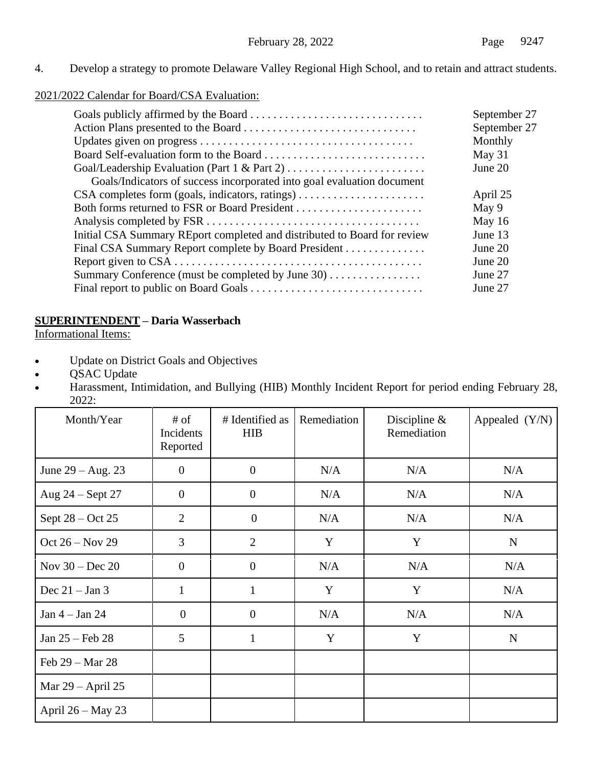4. Develop a strategy to promote Delaware Valley Regional High School, and to retain and attract students.

2021/2022 Calendar for Board/CSA Evaluation:

| | |
|---|---|
| Goals publicly affirmed by the Board . . . . . . . . . . . . . . . . . . . . . . . . . . . . . . | September 27 |
| Action Plans presented to the Board . . . . . . . . . . . . . . . . . . . . . . . . . . . . . . | September 27 |
| Updates given on progress . . . . . . . . . . . . . . . . . . . . . . . . . . . . . . . . . . . . . | Monthly |
| Board Self-evaluation form to the Board . . . . . . . . . . . . . . . . . . . . . . . . . . . . | May 31 |
| Goal/Leadership Evaluation (Part 1 & Part 2) . . . . . . . . . . . . . . . . . . . . . . . . | June 20 |
| Goals/Indicators of success incorporated into goal evaluation document | |
| CSA completes form (goals, indicators, ratings) . . . . . . . . . . . . . . . . . . . . . . | April 25 |
| Both forms returned to FSR or Board President . . . . . . . . . . . . . . . . . . . . . . | May 9 |
| Analysis completed by FSR . . . . . . . . . . . . . . . . . . . . . . . . . . . . . . . . . . . . . | May 16 |
| Initial CSA Summary REport completed and distributed to Board for review | June 13 |
| Final CSA Summary Report complete by Board President . . . . . . . . . . . . . . | June 20 |
| Report given to CSA . . . . . . . . . . . . . . . . . . . . . . . . . . . . . . . . . . . . . . . . . . . | June 20 |
| Summary Conference (must be completed by June 30) . . . . . . . . . . . . . . . . | June 27 |
| Final report to public on Board Goals . . . . . . . . . . . . . . . . . . . . . . . . . . . . . . | June 27 |

**SUPERINTENDENT – Daria Wasserbach**

Informational Items:

- Update on District Goals and Objectives
- QSAC Update
- Harassment, Intimidation, and Bullying (HIB) Monthly Incident Report for period ending February 28, 2022:

| Month/Year | # of Incidents Reported | # Identified as HIB | Remediation | Discipline & Remediation | Appealed (Y/N) |
|---|---|---|---|---|---|
| June 29 – Aug. 23 | 0 | 0 | N/A | N/A | N/A |
| Aug 24 – Sept 27 | 0 | 0 | N/A | N/A | N/A |
| Sept 28 – Oct 25 | 2 | 0 | N/A | N/A | N/A |
| Oct 26 – Nov 29 | 3 | 2 | Y | Y | N |
| Nov 30 – Dec 20 | 0 | 0 | N/A | N/A | N/A |
| Dec 21 – Jan 3 | 1 | 1 | Y | Y | N/A |
| Jan 4 – Jan 24 | 0 | 0 | N/A | N/A | N/A |
| Jan 25 – Feb 28 | 5 | 1 | Y | Y | N |
| Feb 29 – Mar 28 | | | | | |
| Mar 29 – April 25 | | | | | |
| April 26 – May 23 | | | | | |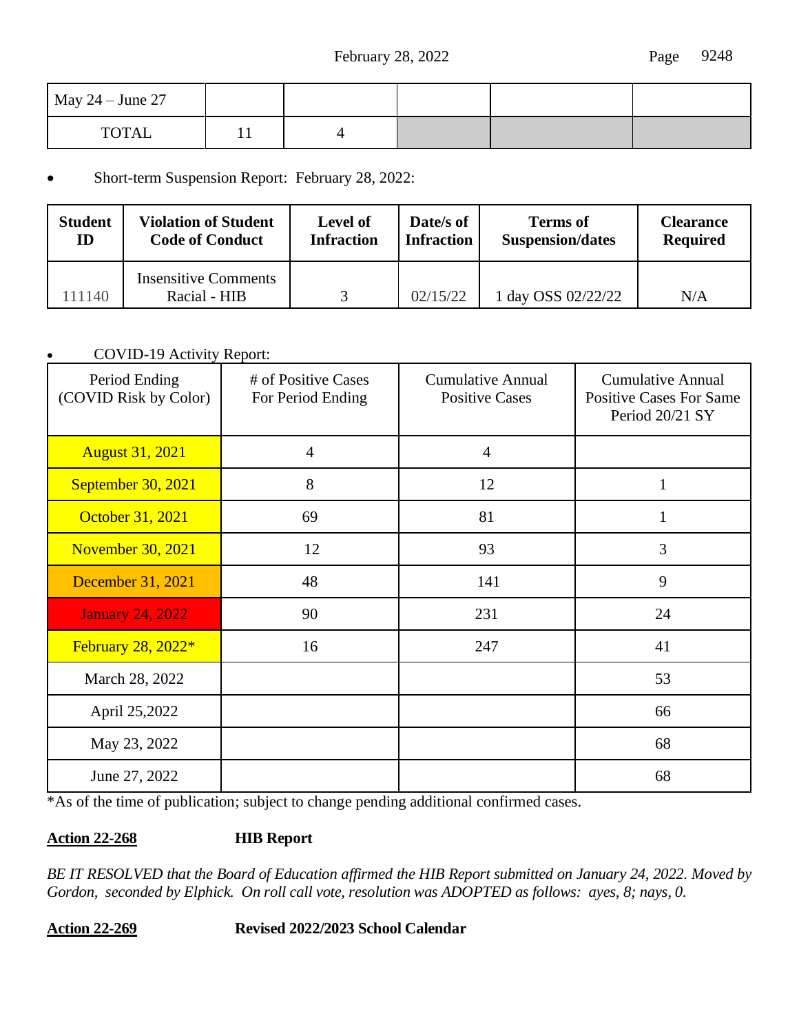| May 24 – June 27 | | | | | |
|---|---|---|---|---|---|
| TOTAL | 11 | 4 | | | |

- Short-term Suspension Report: February 28, 2022:

| Student ID | Violation of Student Code of Conduct | Level of Infraction | Date/s of Infraction | Terms of Suspension/dates | Clearance Required |
|---|---|---|---|---|---|
| 111140 | Insensitive Comments Racial - HIB | 3 | 02/15/22 | 1 day OSS 02/22/22 | N/A |

- COVID-19 Activity Report:

| Period Ending (COVID Risk by Color) | # of Positive Cases For Period Ending | Cumulative Annual Positive Cases | Cumulative Annual Positive Cases For Same Period 20/21 SY |
|---|---|---|---|
| August 31, 2021 | 4 | 4 | |
| September 30, 2021 | 8 | 12 | 1 |
| October 31, 2021 | 69 | 81 | 1 |
| November 30, 2021 | 12 | 93 | 3 |
| December 31, 2021 | 48 | 141 | 9 |
| January 24, 2022 | 90 | 231 | 24 |
| February 28, 2022* | 16 | 247 | 41 |
| March 28, 2022 | | | 53 |
| April 25,2022 | | | 66 |
| May 23, 2022 | | | 68 |
| June 27, 2022 | | | 68 |

*As of the time of publication; subject to change pending additional confirmed cases.

**Action 22-268** **HIB Report**

*BE IT RESOLVED that the Board of Education affirmed the HIB Report submitted on January 24, 2022. Moved by Gordon, seconded by Elphick. On roll call vote, resolution was ADOPTED as follows: ayes, 8; nays, 0.*

**Action 22-269** **Revised 2022/2023 School Calendar**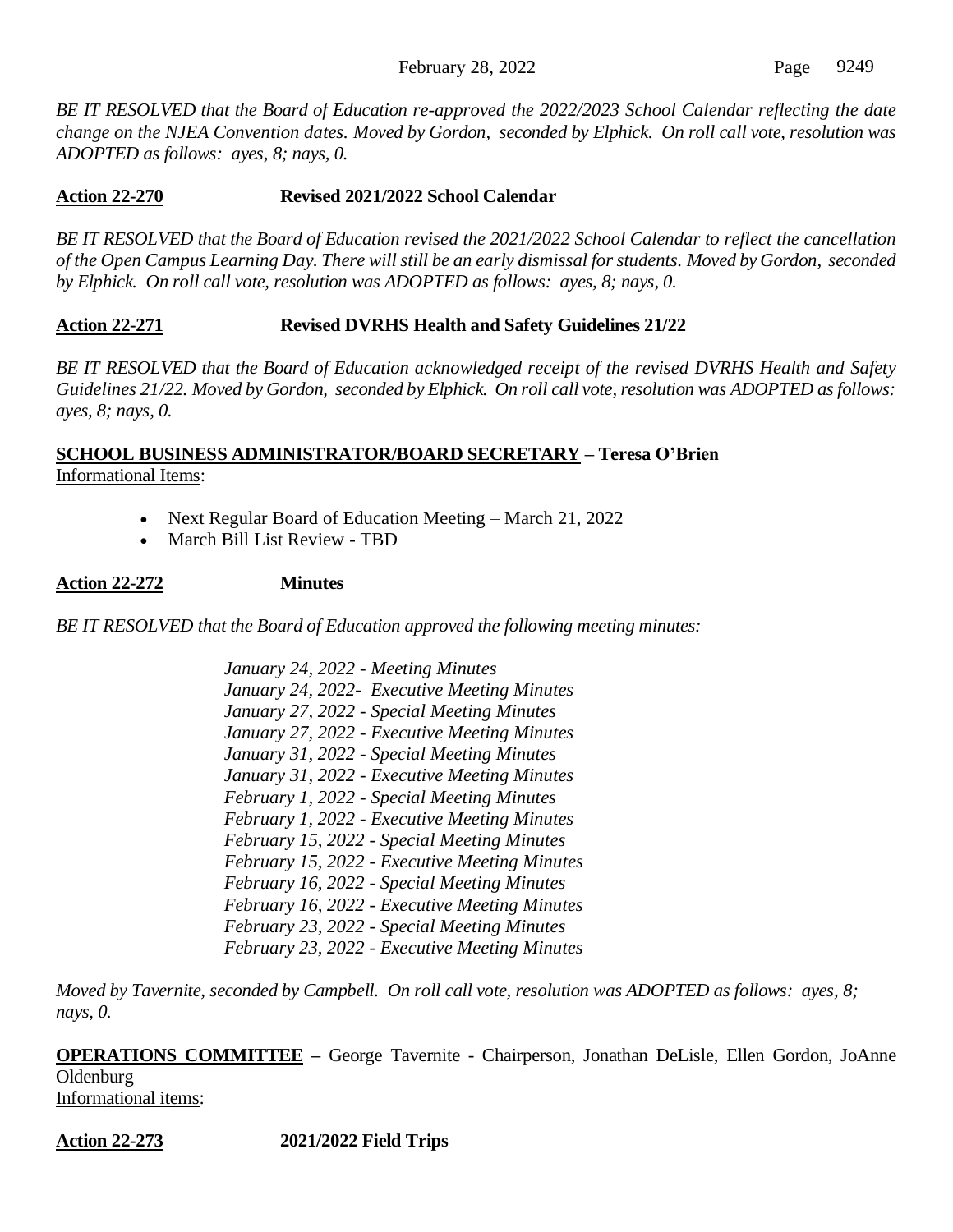*BE IT RESOLVED that the Board of Education re-approved the 2022/2023 School Calendar reflecting the date change on the NJEA Convention dates. Moved by Gordon, seconded by Elphick. On roll call vote, resolution was ADOPTED as follows: ayes, 8; nays, 0.*

**Action 22-270** **Revised 2021/2022 School Calendar**

*BE IT RESOLVED that the Board of Education revised the 2021/2022 School Calendar to reflect the cancellation of the Open Campus Learning Day. There will still be an early dismissal for students. Moved by Gordon, seconded by Elphick. On roll call vote, resolution was ADOPTED as follows: ayes, 8; nays, 0.*

**Action 22-271** **Revised DVRHS Health and Safety Guidelines 21/22**

*BE IT RESOLVED that the Board of Education acknowledged receipt of the revised DVRHS Health and Safety Guidelines 21/22. Moved by Gordon, seconded by Elphick. On roll call vote, resolution was ADOPTED as follows: ayes, 8; nays, 0.*

**SCHOOL BUSINESS ADMINISTRATOR/BOARD SECRETARY – Teresa O'Brien**

Informational Items:

- Next Regular Board of Education Meeting – March 21, 2022
- March Bill List Review - TBD

**Action 22-272** **Minutes**

*BE IT RESOLVED that the Board of Education approved the following meeting minutes:*

*January 24, 2022 - Meeting Minutes*
*January 24, 2022- Executive Meeting Minutes*
*January 27, 2022 - Special Meeting Minutes*
*January 27, 2022 - Executive Meeting Minutes*
*January 31, 2022 - Special Meeting Minutes*
*January 31, 2022 - Executive Meeting Minutes*
*February 1, 2022 - Special Meeting Minutes*
*February 1, 2022 - Executive Meeting Minutes*
*February 15, 2022 - Special Meeting Minutes*
*February 15, 2022 - Executive Meeting Minutes*
*February 16, 2022 - Special Meeting Minutes*
*February 16, 2022 - Executive Meeting Minutes*
*February 23, 2022 - Special Meeting Minutes*
*February 23, 2022 - Executive Meeting Minutes*

*Moved by Tavernite, seconded by Campbell. On roll call vote, resolution was ADOPTED as follows: ayes, 8; nays, 0.*

**OPERATIONS COMMITTEE** – George Tavernite - Chairperson, Jonathan DeLisle, Ellen Gordon, JoAnne Oldenburg

Informational items:

**Action 22-273** **2021/2022 Field Trips**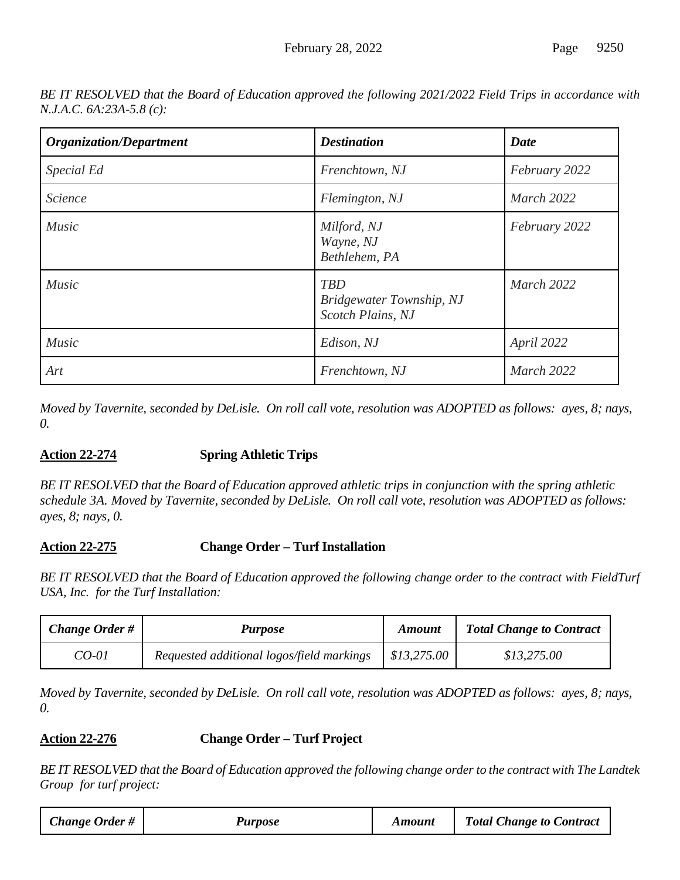*BE IT RESOLVED that the Board of Education approved the following 2021/2022 Field Trips in accordance with N.J.A.C. 6A:23A-5.8 (c):*

| ***Organization/Department*** | ***Destination*** | ***Date*** |
|---|---|---|
| *Special Ed* | *Frenchtown, NJ* | *February 2022* |
| *Science* | *Flemington, NJ* | *March 2022* |
| *Music* | *Milford, NJ*<br>*Wayne, NJ*<br>*Bethlehem, PA* | *February 2022* |
| *Music* | *TBD*<br>*Bridgewater Township, NJ*<br>*Scotch Plains, NJ* | *March 2022* |
| *Music* | *Edison, NJ* | *April 2022* |
| *Art* | *Frenchtown, NJ* | *March 2022* |

*Moved by Tavernite, seconded by DeLisle. On roll call vote, resolution was ADOPTED as follows: ayes, 8; nays, 0.*

**Action 22-274** **Spring Athletic Trips**

*BE IT RESOLVED that the Board of Education approved athletic trips in conjunction with the spring athletic schedule 3A. Moved by Tavernite, seconded by DeLisle. On roll call vote, resolution was ADOPTED as follows: ayes, 8; nays, 0.*

**Action 22-275** **Change Order – Turf Installation**

*BE IT RESOLVED that the Board of Education approved the following change order to the contract with FieldTurf USA, Inc. for the Turf Installation:*

| ***Change Order #*** | ***Purpose*** | ***Amount*** | ***Total Change to Contract*** |
|---|---|---|---|
| *CO-01* | *Requested additional logos/field markings* | *$13,275.00* | *$13,275.00* |

*Moved by Tavernite, seconded by DeLisle. On roll call vote, resolution was ADOPTED as follows: ayes, 8; nays, 0.*

**Action 22-276** **Change Order – Turf Project**

*BE IT RESOLVED that the Board of Education approved the following change order to the contract with The Landtek Group for turf project:*

| ***Change Order #*** | ***Purpose*** | ***Amount*** | ***Total Change to Contract*** |
|---|---|---|---|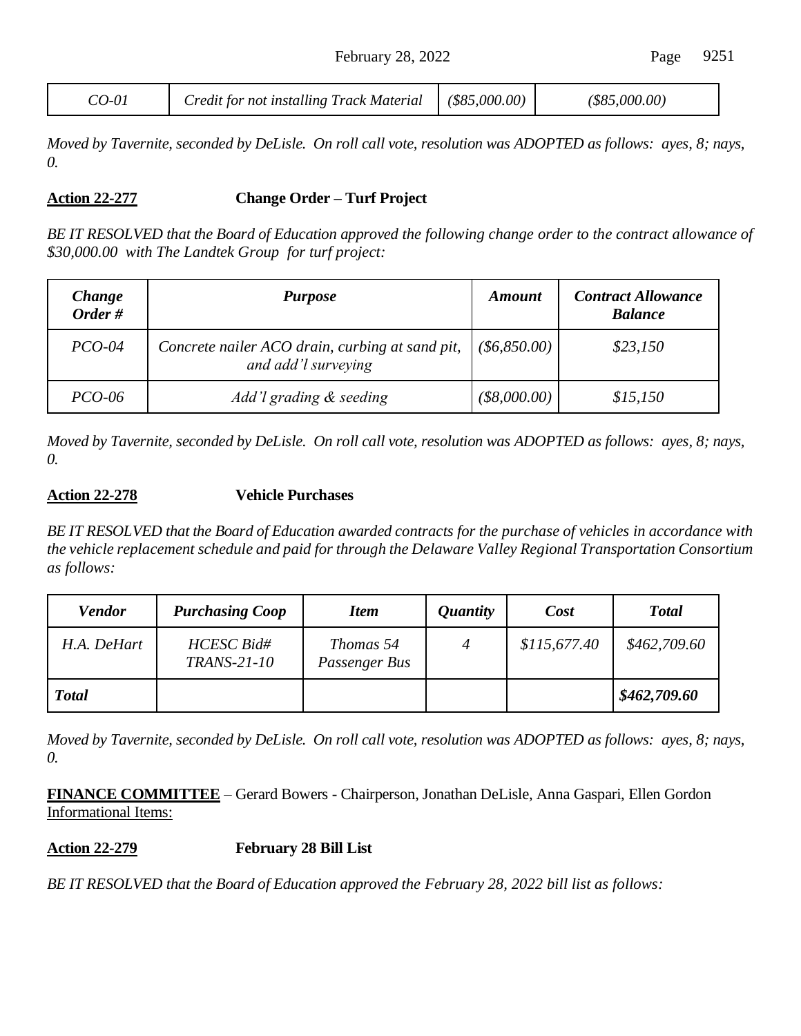| *CO-01* | *Credit for not installing Track Material* | *($85,000.00)* | *($85,000.00)* |
|---|---|---|---|

*Moved by Tavernite, seconded by DeLisle. On roll call vote, resolution was ADOPTED as follows: ayes, 8; nays, 0.*

**Action 22-277** **Change Order – Turf Project**

*BE IT RESOLVED that the Board of Education approved the following change order to the contract allowance of $30,000.00 with The Landtek Group for turf project:*

| ***Change Order #*** | ***Purpose*** | ***Amount*** | ***Contract Allowance Balance*** |
|---|---|---|---|
| *PCO-04* | *Concrete nailer ACO drain, curbing at sand pit, and add'l surveying* | *($6,850.00)* | *$23,150* |
| *PCO-06* | *Add'l grading & seeding* | *($8,000.00)* | *$15,150* |

*Moved by Tavernite, seconded by DeLisle. On roll call vote, resolution was ADOPTED as follows: ayes, 8; nays, 0.*

**Action 22-278** **Vehicle Purchases**

*BE IT RESOLVED that the Board of Education awarded contracts for the purchase of vehicles in accordance with the vehicle replacement schedule and paid for through the Delaware Valley Regional Transportation Consortium as follows:*

| ***Vendor*** | ***Purchasing Coop*** | ***Item*** | ***Quantity*** | ***Cost*** | ***Total*** |
|---|---|---|---|---|---|
| *H.A. DeHart* | *HCESC Bid# TRANS-21-10* | *Thomas 54 Passenger Bus* | *4* | *$115,677.40* | *$462,709.60* |
| ***Total*** | | | | | ***$462,709.60*** |

*Moved by Tavernite, seconded by DeLisle. On roll call vote, resolution was ADOPTED as follows: ayes, 8; nays, 0.*

**FINANCE COMMITTEE** – Gerard Bowers - Chairperson, Jonathan DeLisle, Anna Gaspari, Ellen Gordon
Informational Items:

**Action 22-279** **February 28 Bill List**

*BE IT RESOLVED that the Board of Education approved the February 28, 2022 bill list as follows:*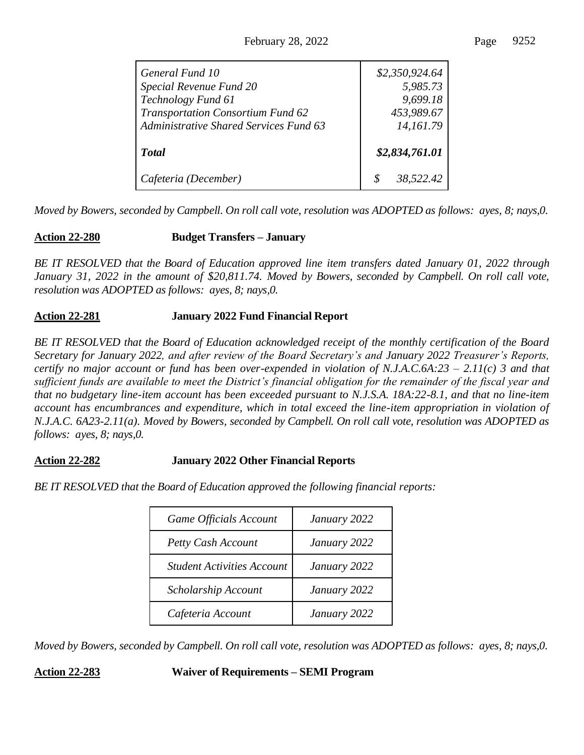| | |
|---|---|
| *General Fund 10* | *$2,350,924.64* |
| *Special Revenue Fund 20* | *5,985.73* |
| *Technology Fund 61* | *9,699.18* |
| *Transportation Consortium Fund 62* | *453,989.67* |
| *Administrative Shared Services Fund 63* | *14,161.79* |
| ***Total*** | ***$2,834,761.01*** |
| *Cafeteria (December)* | *$ 38,522.42* |

*Moved by Bowers, seconded by Campbell. On roll call vote, resolution was ADOPTED as follows: ayes, 8; nays,0.*

**Action 22-280** **Budget Transfers – January**

*BE IT RESOLVED that the Board of Education approved line item transfers dated January 01, 2022 through January 31, 2022 in the amount of $20,811.74. Moved by Bowers, seconded by Campbell. On roll call vote, resolution was ADOPTED as follows: ayes, 8; nays,0.*

**Action 22-281** **January 2022 Fund Financial Report**

*BE IT RESOLVED that the Board of Education acknowledged receipt of the monthly certification of the Board Secretary for January 2022, and after review of the Board Secretary's and January 2022 Treasurer's Reports, certify no major account or fund has been over-expended in violation of N.J.A.C.6A:23 – 2.11(c) 3 and that sufficient funds are available to meet the District's financial obligation for the remainder of the fiscal year and that no budgetary line-item account has been exceeded pursuant to N.J.S.A. 18A:22-8.1, and that no line-item account has encumbrances and expenditure, which in total exceed the line-item appropriation in violation of N.J.A.C. 6A23-2.11(a). Moved by Bowers, seconded by Campbell. On roll call vote, resolution was ADOPTED as follows: ayes, 8; nays,0.*

**Action 22-282** **January 2022 Other Financial Reports**

*BE IT RESOLVED that the Board of Education approved the following financial reports:*

| | |
|---|---|
| *Game Officials Account* | *January 2022* |
| *Petty Cash Account* | *January 2022* |
| *Student Activities Account* | *January 2022* |
| *Scholarship Account* | *January 2022* |
| *Cafeteria Account* | *January 2022* |

*Moved by Bowers, seconded by Campbell. On roll call vote, resolution was ADOPTED as follows: ayes, 8; nays,0.*

**Action 22-283** **Waiver of Requirements – SEMI Program**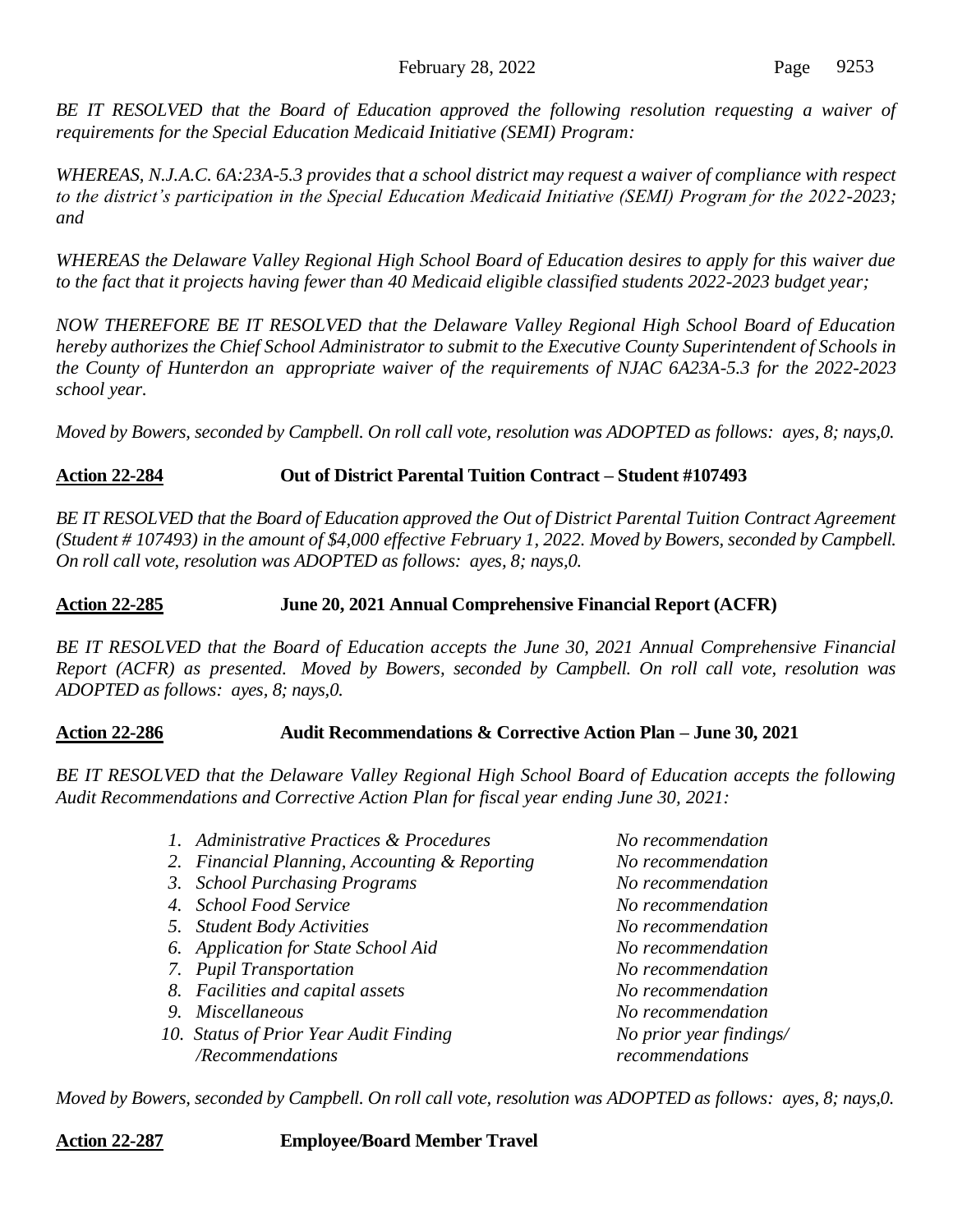*BE IT RESOLVED that the Board of Education approved the following resolution requesting a waiver of requirements for the Special Education Medicaid Initiative (SEMI) Program:*

*WHEREAS, N.J.A.C. 6A:23A-5.3 provides that a school district may request a waiver of compliance with respect to the district's participation in the Special Education Medicaid Initiative (SEMI) Program for the 2022-2023; and*

*WHEREAS the Delaware Valley Regional High School Board of Education desires to apply for this waiver due to the fact that it projects having fewer than 40 Medicaid eligible classified students 2022-2023 budget year;*

*NOW THEREFORE BE IT RESOLVED that the Delaware Valley Regional High School Board of Education hereby authorizes the Chief School Administrator to submit to the Executive County Superintendent of Schools in the County of Hunterdon an appropriate waiver of the requirements of NJAC 6A23A-5.3 for the 2022-2023 school year.*

*Moved by Bowers, seconded by Campbell. On roll call vote, resolution was ADOPTED as follows: ayes, 8; nays,0.*

**Action 22-284** **Out of District Parental Tuition Contract – Student #107493**

*BE IT RESOLVED that the Board of Education approved the Out of District Parental Tuition Contract Agreement (Student # 107493) in the amount of $4,000 effective February 1, 2022. Moved by Bowers, seconded by Campbell. On roll call vote, resolution was ADOPTED as follows: ayes, 8; nays,0.*

**Action 22-285** **June 20, 2021 Annual Comprehensive Financial Report (ACFR)**

*BE IT RESOLVED that the Board of Education accepts the June 30, 2021 Annual Comprehensive Financial Report (ACFR) as presented. Moved by Bowers, seconded by Campbell. On roll call vote, resolution was ADOPTED as follows: ayes, 8; nays,0.*

**Action 22-286** **Audit Recommendations & Corrective Action Plan – June 30, 2021**

*BE IT RESOLVED that the Delaware Valley Regional High School Board of Education accepts the following Audit Recommendations and Corrective Action Plan for fiscal year ending June 30, 2021:*

| | |
|---|---|
| *1. Administrative Practices & Procedures* | *No recommendation* |
| *2. Financial Planning, Accounting & Reporting* | *No recommendation* |
| *3. School Purchasing Programs* | *No recommendation* |
| *4. School Food Service* | *No recommendation* |
| *5. Student Body Activities* | *No recommendation* |
| *6. Application for State School Aid* | *No recommendation* |
| *7. Pupil Transportation* | *No recommendation* |
| *8. Facilities and capital assets* | *No recommendation* |
| *9. Miscellaneous* | *No recommendation* |
| *10. Status of Prior Year Audit Finding /Recommendations* | *No prior year findings/ recommendations* |

*Moved by Bowers, seconded by Campbell. On roll call vote, resolution was ADOPTED as follows: ayes, 8; nays,0.*

**Action 22-287** **Employee/Board Member Travel**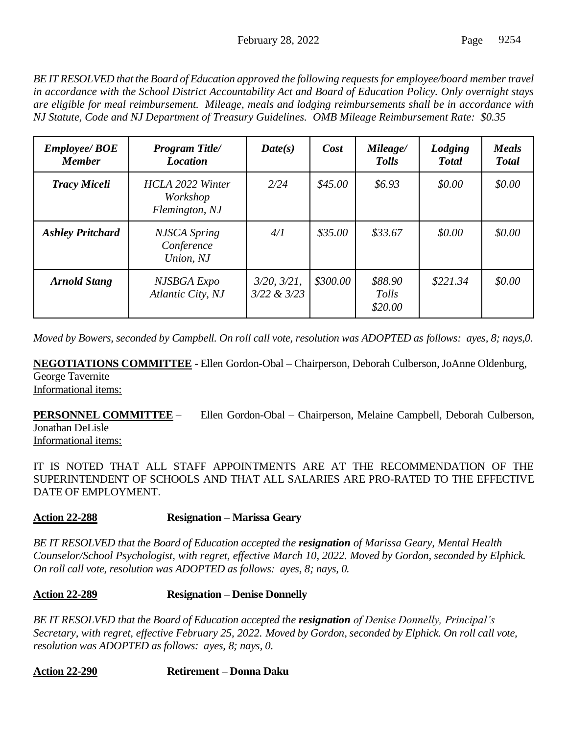*BE IT RESOLVED that the Board of Education approved the following requests for employee/board member travel in accordance with the School District Accountability Act and Board of Education Policy. Only overnight stays are eligible for meal reimbursement. Mileage, meals and lodging reimbursements shall be in accordance with NJ Statute, Code and NJ Department of Treasury Guidelines. OMB Mileage Reimbursement Rate: $0.35*

| *Employee/ BOE Member* | *Program Title/ Location* | *Date(s)* | *Cost* | *Mileage/ Tolls* | *Lodging Total* | *Meals Total* |
|---|---|---|---|---|---|---|
| ***Tracy Miceli*** | *HCLA 2022 Winter Workshop Flemington, NJ* | *2/24* | *$45.00* | *$6.93* | *$0.00* | *$0.00* |
| ***Ashley Pritchard*** | *NJSCA Spring Conference Union, NJ* | *4/1* | *$35.00* | *$33.67* | *$0.00* | *$0.00* |
| ***Arnold Stang*** | *NJSBGA Expo Atlantic City, NJ* | *3/20, 3/21, 3/22 & 3/23* | *$300.00* | *$88.90 Tolls $20.00* | *$221.34* | *$0.00* |

*Moved by Bowers, seconded by Campbell. On roll call vote, resolution was ADOPTED as follows: ayes, 8; nays,0.*

**NEGOTIATIONS COMMITTEE** - Ellen Gordon-Obal – Chairperson, Deborah Culberson, JoAnne Oldenburg, George Tavernite
Informational items:

**PERSONNEL COMMITTEE** – Ellen Gordon-Obal – Chairperson, Melaine Campbell, Deborah Culberson, Jonathan DeLisle
Informational items:

IT IS NOTED THAT ALL STAFF APPOINTMENTS ARE AT THE RECOMMENDATION OF THE SUPERINTENDENT OF SCHOOLS AND THAT ALL SALARIES ARE PRO-RATED TO THE EFFECTIVE DATE OF EMPLOYMENT.

**Action 22-288 Resignation – Marissa Geary**

*BE IT RESOLVED that the Board of Education accepted the **resignation** of Marissa Geary, Mental Health Counselor/School Psychologist, with regret, effective March 10, 2022. Moved by Gordon, seconded by Elphick. On roll call vote, resolution was ADOPTED as follows: ayes, 8; nays, 0.*

**Action 22-289 Resignation – Denise Donnelly**

*BE IT RESOLVED that the Board of Education accepted the **resignation** of Denise Donnelly, Principal's Secretary, with regret, effective February 25, 2022. Moved by Gordon, seconded by Elphick. On roll call vote, resolution was ADOPTED as follows: ayes, 8; nays, 0.*

**Action 22-290 Retirement – Donna Daku**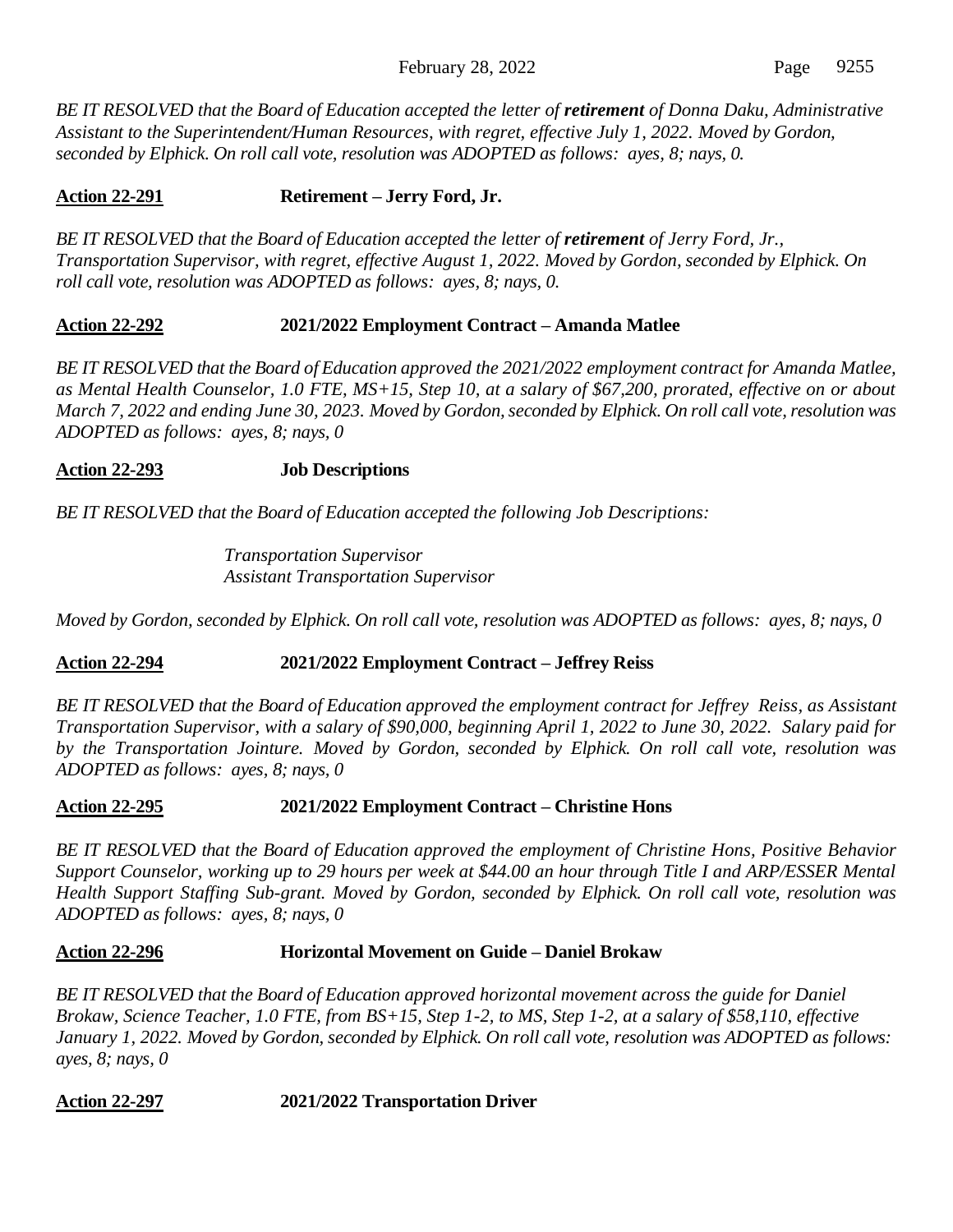*BE IT RESOLVED that the Board of Education accepted the letter of **retirement** of Donna Daku, Administrative Assistant to the Superintendent/Human Resources, with regret, effective July 1, 2022. Moved by Gordon, seconded by Elphick. On roll call vote, resolution was ADOPTED as follows: ayes, 8; nays, 0.*

**Action 22-291 Retirement – Jerry Ford, Jr.**

*BE IT RESOLVED that the Board of Education accepted the letter of **retirement** of Jerry Ford, Jr., Transportation Supervisor, with regret, effective August 1, 2022. Moved by Gordon, seconded by Elphick. On roll call vote, resolution was ADOPTED as follows: ayes, 8; nays, 0.*

**Action 22-292 2021/2022 Employment Contract – Amanda Matlee**

*BE IT RESOLVED that the Board of Education approved the 2021/2022 employment contract for Amanda Matlee, as Mental Health Counselor, 1.0 FTE, MS+15, Step 10, at a salary of $67,200, prorated, effective on or about March 7, 2022 and ending June 30, 2023. Moved by Gordon, seconded by Elphick. On roll call vote, resolution was ADOPTED as follows: ayes, 8; nays, 0*

**Action 22-293 Job Descriptions**

*BE IT RESOLVED that the Board of Education accepted the following Job Descriptions:*

*Transportation Supervisor*
*Assistant Transportation Supervisor*

*Moved by Gordon, seconded by Elphick. On roll call vote, resolution was ADOPTED as follows: ayes, 8; nays, 0*

**Action 22-294 2021/2022 Employment Contract – Jeffrey Reiss**

*BE IT RESOLVED that the Board of Education approved the employment contract for Jeffrey Reiss, as Assistant Transportation Supervisor, with a salary of $90,000, beginning April 1, 2022 to June 30, 2022. Salary paid for by the Transportation Jointure. Moved by Gordon, seconded by Elphick. On roll call vote, resolution was ADOPTED as follows: ayes, 8; nays, 0*

**Action 22-295 2021/2022 Employment Contract – Christine Hons**

*BE IT RESOLVED that the Board of Education approved the employment of Christine Hons, Positive Behavior Support Counselor, working up to 29 hours per week at $44.00 an hour through Title I and ARP/ESSER Mental Health Support Staffing Sub-grant. Moved by Gordon, seconded by Elphick. On roll call vote, resolution was ADOPTED as follows: ayes, 8; nays, 0*

**Action 22-296 Horizontal Movement on Guide – Daniel Brokaw**

*BE IT RESOLVED that the Board of Education approved horizontal movement across the guide for Daniel Brokaw, Science Teacher, 1.0 FTE, from BS+15, Step 1-2, to MS, Step 1-2, at a salary of $58,110, effective January 1, 2022. Moved by Gordon, seconded by Elphick. On roll call vote, resolution was ADOPTED as follows: ayes, 8; nays, 0*

**Action 22-297 2021/2022 Transportation Driver**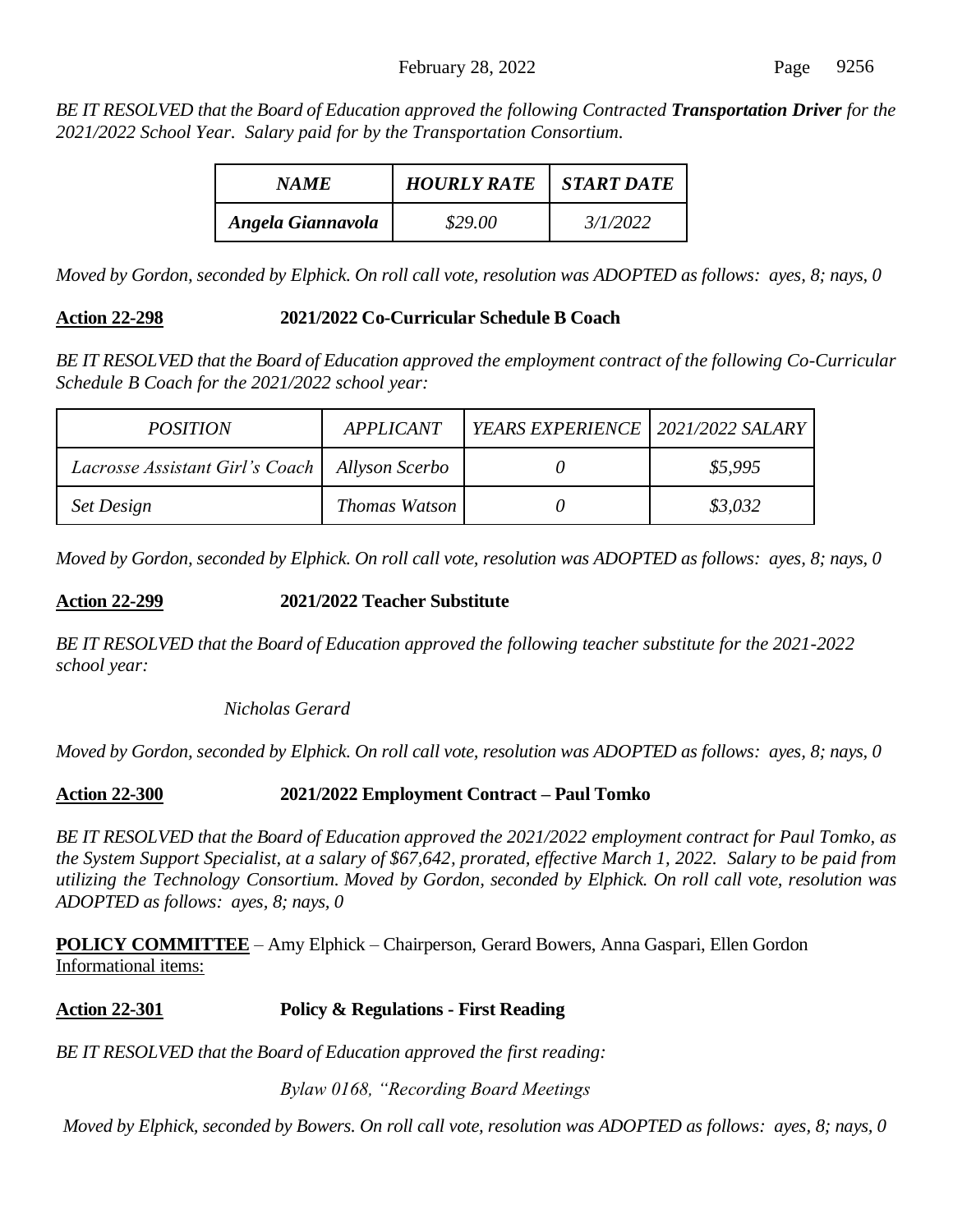*BE IT RESOLVED that the Board of Education approved the following Contracted **Transportation Driver** for the 2021/2022 School Year. Salary paid for by the Transportation Consortium.*

| *NAME* | *HOURLY RATE* | *START DATE* |
|---|---|---|
| *Angela Giannavola* | *$29.00* | *3/1/2022* |

*Moved by Gordon, seconded by Elphick. On roll call vote, resolution was ADOPTED as follows: ayes, 8; nays, 0*

**Action 22-298** **2021/2022 Co-Curricular Schedule B Coach**

*BE IT RESOLVED that the Board of Education approved the employment contract of the following Co-Curricular Schedule B Coach for the 2021/2022 school year:*

| *POSITION* | *APPLICANT* | *YEARS EXPERIENCE* | *2021/2022 SALARY* |
|---|---|---|---|
| *Lacrosse Assistant Girl's Coach* | *Allyson Scerbo* | *0* | *$5,995* |
| *Set Design* | *Thomas Watson* | *0* | *$3,032* |

*Moved by Gordon, seconded by Elphick. On roll call vote, resolution was ADOPTED as follows: ayes, 8; nays, 0*

**Action 22-299** **2021/2022 Teacher Substitute**

*BE IT RESOLVED that the Board of Education approved the following teacher substitute for the 2021-2022 school year:*

*Nicholas Gerard*

*Moved by Gordon, seconded by Elphick. On roll call vote, resolution was ADOPTED as follows: ayes, 8; nays, 0*

**Action 22-300** **2021/2022 Employment Contract – Paul Tomko**

*BE IT RESOLVED that the Board of Education approved the 2021/2022 employment contract for Paul Tomko, as the System Support Specialist, at a salary of $67,642, prorated, effective March 1, 2022. Salary to be paid from utilizing the Technology Consortium. Moved by Gordon, seconded by Elphick. On roll call vote, resolution was ADOPTED as follows: ayes, 8; nays, 0*

**POLICY COMMITTEE** – Amy Elphick – Chairperson, Gerard Bowers, Anna Gaspari, Ellen Gordon
Informational items:

**Action 22-301** **Policy & Regulations - First Reading**

*BE IT RESOLVED that the Board of Education approved the first reading:*

*Bylaw 0168, "Recording Board Meetings*

*Moved by Elphick, seconded by Bowers. On roll call vote, resolution was ADOPTED as follows: ayes, 8; nays, 0*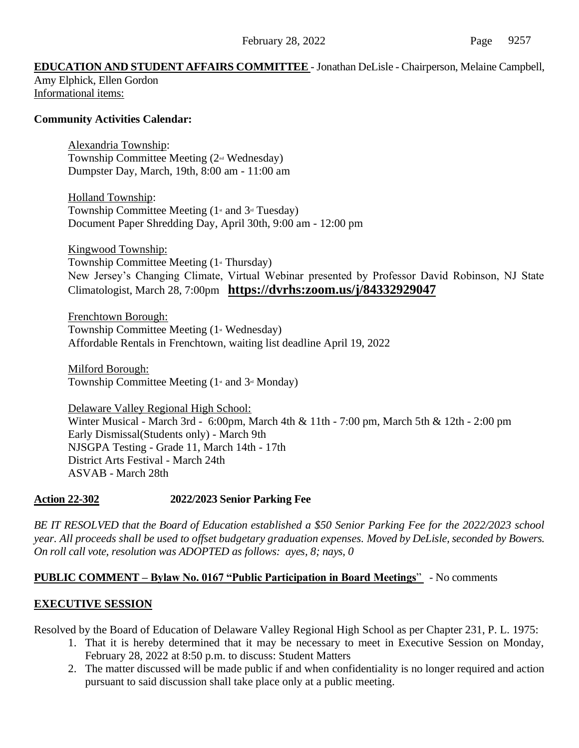**EDUCATION AND STUDENT AFFAIRS COMMITTEE** - Jonathan DeLisle - Chairperson, Melaine Campbell, Amy Elphick, Ellen Gordon

Informational items:

**Community Activities Calendar:**

Alexandria Township:
Township Committee Meeting (2nd Wednesday)
Dumpster Day, March, 19th, 8:00 am - 11:00 am

Holland Township:
Township Committee Meeting (1st and 3rd Tuesday)
Document Paper Shredding Day, April 30th, 9:00 am - 12:00 pm

Kingwood Township:
Township Committee Meeting (1st Thursday)
New Jersey's Changing Climate, Virtual Webinar presented by Professor David Robinson, NJ State Climatologist, March 28, 7:00pm **https://dvrhs:zoom.us/j/84332929047**

Frenchtown Borough:
Township Committee Meeting (1st Wednesday)
Affordable Rentals in Frenchtown, waiting list deadline April 19, 2022

Milford Borough:
Township Committee Meeting (1st and 3rd Monday)

Delaware Valley Regional High School:
Winter Musical - March 3rd - 6:00pm, March 4th & 11th - 7:00 pm, March 5th & 12th - 2:00 pm
Early Dismissal(Students only) - March 9th
NJSGPA Testing - Grade 11, March 14th - 17th
District Arts Festival - March 24th
ASVAB - March 28th

**Action 22-302** **2022/2023 Senior Parking Fee**

*BE IT RESOLVED that the Board of Education established a $50 Senior Parking Fee for the 2022/2023 school year. All proceeds shall be used to offset budgetary graduation expenses. Moved by DeLisle, seconded by Bowers. On roll call vote, resolution was ADOPTED as follows: ayes, 8; nays, 0*

**PUBLIC COMMENT – Bylaw No. 0167 "Public Participation in Board Meetings"** - No comments

**EXECUTIVE SESSION**

Resolved by the Board of Education of Delaware Valley Regional High School as per Chapter 231, P. L. 1975:

1. That it is hereby determined that it may be necessary to meet in Executive Session on Monday, February 28, 2022 at 8:50 p.m. to discuss: Student Matters
2. The matter discussed will be made public if and when confidentiality is no longer required and action pursuant to said discussion shall take place only at a public meeting.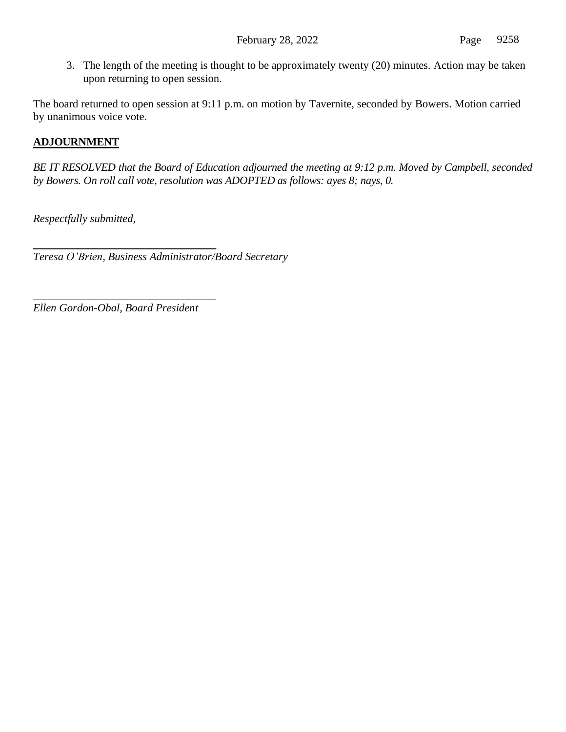3. The length of the meeting is thought to be approximately twenty (20) minutes. Action may be taken upon returning to open session.

The board returned to open session at 9:11 p.m. on motion by Tavernite, seconded by Bowers. Motion carried by unanimous voice vote.

**ADJOURNMENT**

*BE IT RESOLVED that the Board of Education adjourned the meeting at 9:12 p.m. Moved by Campbell, seconded by Bowers. On roll call vote, resolution was ADOPTED as follows: ayes 8; nays, 0.*

*Respectfully submitted,*

________________________________

*Teresa O'Brien, Business Administrator/Board Secretary*

________________________________

*Ellen Gordon-Obal, Board President*